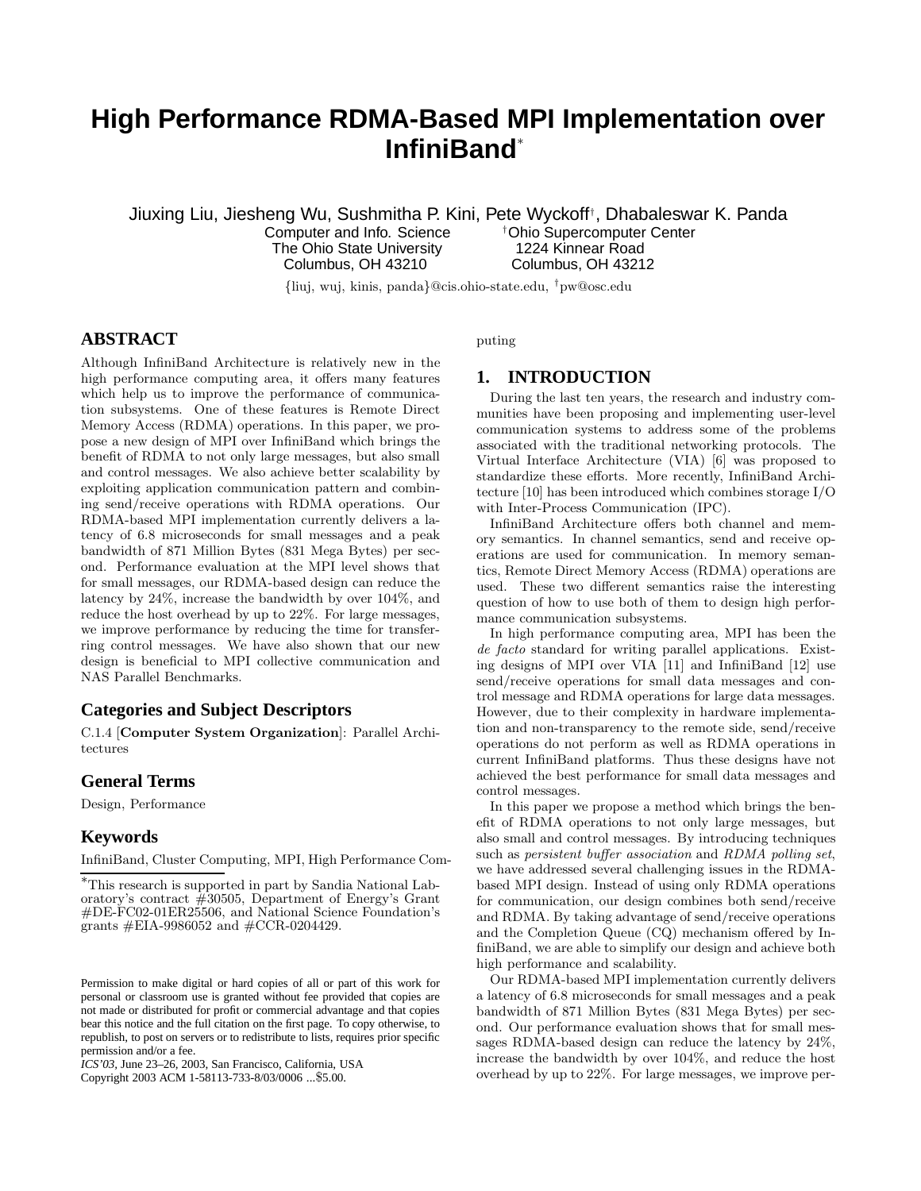# High Performance RDMA-Based MPI Implementation over InfiniBand*

Jiuxing Liu, Jiesheng Wu, Sushmitha P. Kini, Pete Wyckoff[†], Dhabaleswar K. Panda

Computer and Info. Science
The Ohio State University
Columbus, OH 43210

[†]Ohio Supercomputer Center
1224 Kinnear Road
Columbus, OH 43212

{liuj, wuj, kinis, panda}@cis.ohio-state.edu, [†]pw@osc.edu

## ABSTRACT

Although InfiniBand Architecture is relatively new in the high performance computing area, it offers many features which help us to improve the performance of communication subsystems. One of these features is Remote Direct Memory Access (RDMA) operations. In this paper, we propose a new design of MPI over InfiniBand which brings the benefit of RDMA to not only large messages, but also small and control messages. We also achieve better scalability by exploiting application communication pattern and combining send/receive operations with RDMA operations. Our RDMA-based MPI implementation currently delivers a latency of 6.8 microseconds for small messages and a peak bandwidth of 871 Million Bytes (831 Mega Bytes) per second. Performance evaluation at the MPI level shows that for small messages, our RDMA-based design can reduce the latency by 24%, increase the bandwidth by over 104%, and reduce the host overhead by up to 22%. For large messages, we improve performance by reducing the time for transferring control messages. We have also shown that our new design is beneficial to MPI collective communication and NAS Parallel Benchmarks.

### Categories and Subject Descriptors

C.1.4 [**Computer System Organization**]: Parallel Architectures

### General Terms

Design, Performance

### Keywords

InfiniBand, Cluster Computing, MPI, High Performance Computing

*This research is supported in part by Sandia National Laboratory's contract #30505, Department of Energy's Grant #DE-FC02-01ER25506, and National Science Foundation's grants #EIA-9986052 and #CCR-0204429.

Permission to make digital or hard copies of all or part of this work for personal or classroom use is granted without fee provided that copies are not made or distributed for profit or commercial advantage and that copies bear this notice and the full citation on the first page. To copy otherwise, to republish, to post on servers or to redistribute to lists, requires prior specific permission and/or a fee.
*ICS'03*, June 23–26, 2003, San Francisco, California, USA
Copyright 2003 ACM 1-58113-733-8/03/0006 ...$5.00.

## 1. INTRODUCTION

During the last ten years, the research and industry communities have been proposing and implementing user-level communication systems to address some of the problems associated with the traditional networking protocols. The Virtual Interface Architecture (VIA) [6] was proposed to standardize these efforts. More recently, InfiniBand Architecture [10] has been introduced which combines storage I/O with Inter-Process Communication (IPC).

InfiniBand Architecture offers both channel and memory semantics. In channel semantics, send and receive operations are used for communication. In memory semantics, Remote Direct Memory Access (RDMA) operations are used. These two different semantics raise the interesting question of how to use both of them to design high performance communication subsystems.

In high performance computing area, MPI has been the *de facto* standard for writing parallel applications. Existing designs of MPI over VIA [11] and InfiniBand [12] use send/receive operations for small data messages and control message and RDMA operations for large data messages. However, due to their complexity in hardware implementation and non-transparency to the remote side, send/receive operations do not perform as well as RDMA operations in current InfiniBand platforms. Thus these designs have not achieved the best performance for small data messages and control messages.

In this paper we propose a method which brings the benefit of RDMA operations to not only large messages, but also small and control messages. By introducing techniques such as *persistent buffer association* and *RDMA polling set*, we have addressed several challenging issues in the RDMA-based MPI design. Instead of using only RDMA operations for communication, our design combines both send/receive and RDMA. By taking advantage of send/receive operations and the Completion Queue (CQ) mechanism offered by InfiniBand, we are able to simplify our design and achieve both high performance and scalability.

Our RDMA-based MPI implementation currently delivers a latency of 6.8 microseconds for small messages and a peak bandwidth of 871 Million Bytes (831 Mega Bytes) per second. Our performance evaluation shows that for small messages RDMA-based design can reduce the latency by 24%, increase the bandwidth by over 104%, and reduce the host overhead by up to 22%. For large messages, we improve per-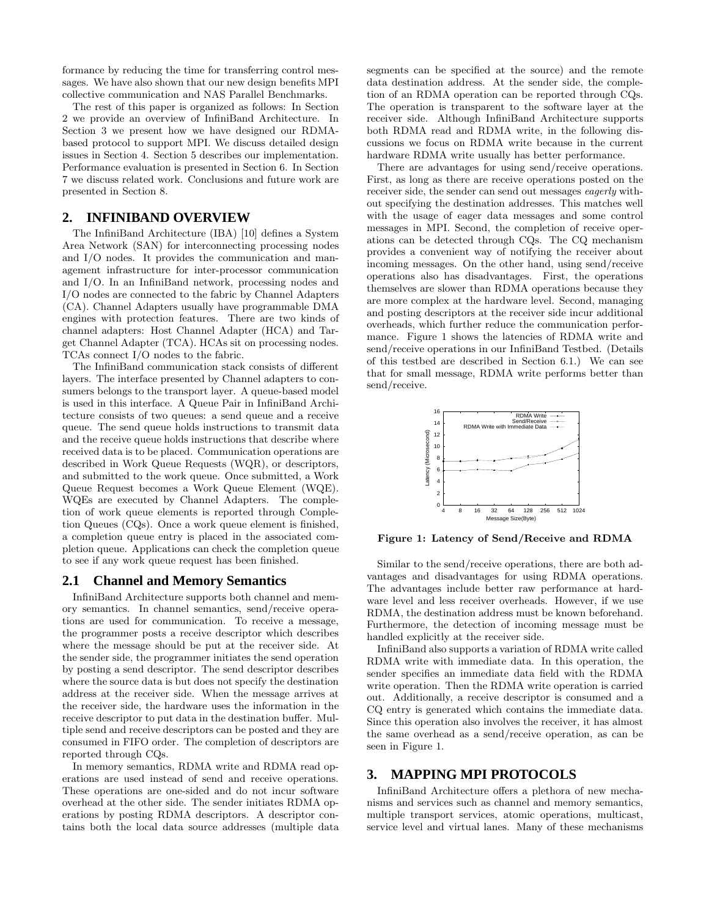formance by reducing the time for transferring control messages. We have also shown that our new design benefits MPI collective communication and NAS Parallel Benchmarks.

The rest of this paper is organized as follows: In Section 2 we provide an overview of InfiniBand Architecture. In Section 3 we present how we have designed our RDMA-based protocol to support MPI. We discuss detailed design issues in Section 4. Section 5 describes our implementation. Performance evaluation is presented in Section 6. In Section 7 we discuss related work. Conclusions and future work are presented in Section 8.

## 2. INFINIBAND OVERVIEW

The InfiniBand Architecture (IBA) [10] defines a System Area Network (SAN) for interconnecting processing nodes and I/O nodes. It provides the communication and management infrastructure for inter-processor communication and I/O. In an InfiniBand network, processing nodes and I/O nodes are connected to the fabric by Channel Adapters (CA). Channel Adapters usually have programmable DMA engines with protection features. There are two kinds of channel adapters: Host Channel Adapter (HCA) and Target Channel Adapter (TCA). HCAs sit on processing nodes. TCAs connect I/O nodes to the fabric.

The InfiniBand communication stack consists of different layers. The interface presented by Channel adapters to consumers belongs to the transport layer. A queue-based model is used in this interface. A Queue Pair in InfiniBand Architecture consists of two queues: a send queue and a receive queue. The send queue holds instructions to transmit data and the receive queue holds instructions that describe where received data is to be placed. Communication operations are described in Work Queue Requests (WQR), or descriptors, and submitted to the work queue. Once submitted, a Work Queue Request becomes a Work Queue Element (WQE). WQEs are executed by Channel Adapters. The completion of work queue elements is reported through Completion Queues (CQs). Once a work queue element is finished, a completion queue entry is placed in the associated completion queue. Applications can check the completion queue to see if any work queue request has been finished.

### 2.1 Channel and Memory Semantics

InfiniBand Architecture supports both channel and memory semantics. In channel semantics, send/receive operations are used for communication. To receive a message, the programmer posts a receive descriptor which describes where the message should be put at the receiver side. At the sender side, the programmer initiates the send operation by posting a send descriptor. The send descriptor describes where the source data is but does not specify the destination address at the receiver side. When the message arrives at the receiver side, the hardware uses the information in the receive descriptor to put data in the destination buffer. Multiple send and receive descriptors can be posted and they are consumed in FIFO order. The completion of descriptors are reported through CQs.

In memory semantics, RDMA write and RDMA read operations are used instead of send and receive operations. These operations are one-sided and do not incur software overhead at the other side. The sender initiates RDMA operations by posting RDMA descriptors. A descriptor contains both the local data source addresses (multiple data segments can be specified at the source) and the remote data destination address. At the sender side, the completion of an RDMA operation can be reported through CQs. The operation is transparent to the software layer at the receiver side. Although InfiniBand Architecture supports both RDMA read and RDMA write, in the following discussions we focus on RDMA write because in the current hardware RDMA write usually has better performance.

There are advantages for using send/receive operations. First, as long as there are receive operations posted on the receiver side, the sender can send out messages *eagerly* without specifying the destination addresses. This matches well with the usage of eager data messages and some control messages in MPI. Second, the completion of receive operations can be detected through CQs. The CQ mechanism provides a convenient way of notifying the receiver about incoming messages. On the other hand, using send/receive operations also has disadvantages. First, the operations themselves are slower than RDMA operations because they are more complex at the hardware level. Second, managing and posting descriptors at the receiver side incur additional overheads, which further reduce the communication performance. Figure 1 shows the latencies of RDMA write and send/receive operations in our InfiniBand Testbed. (Details of this testbed are described in Section 6.1.) We can see that for small message, RDMA write performs better than send/receive.

RDMA Write
Send/Receive
RDMA Write with Immediate Data
Latency (Microsecond)
0
2
4
6
8
10
12
14
16
4 8 16 32 64 128 256 512 1024
Message Size(Byte)

**Figure 1: Latency of Send/Receive and RDMA**

Similar to the send/receive operations, there are both advantages and disadvantages for using RDMA operations. The advantages include better raw performance at hardware level and less receiver overheads. However, if we use RDMA, the destination address must be known beforehand. Furthermore, the detection of incoming message must be handled explicitly at the receiver side.

InfiniBand also supports a variation of RDMA write called RDMA write with immediate data. In this operation, the sender specifies an immediate data field with the RDMA write operation. Then the RDMA write operation is carried out. Additionally, a receive descriptor is consumed and a CQ entry is generated which contains the immediate data. Since this operation also involves the receiver, it has almost the same overhead as a send/receive operation, as can be seen in Figure 1.

## 3. MAPPING MPI PROTOCOLS

InfiniBand Architecture offers a plethora of new mechanisms and services such as channel and memory semantics, multiple transport services, atomic operations, multicast, service level and virtual lanes. Many of these mechanisms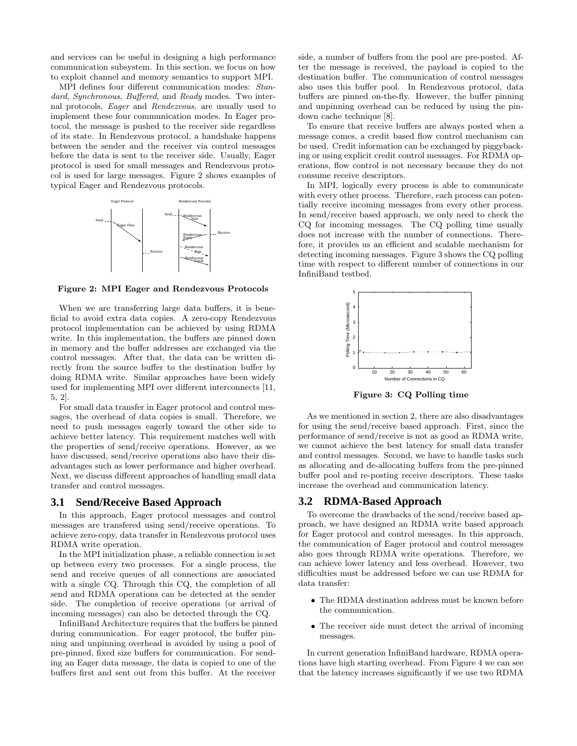and services can be useful in designing a high performance communication subsystem. In this section, we focus on how to exploit channel and memory semantics to support MPI.

MPI defines four different communication modes: *Standard*, *Synchronous*, *Buffered*, and *Ready* modes. Two internal protocols, *Eager* and *Rendezvous*, are usually used to implement these four communication modes. In Eager protocol, the message is pushed to the receiver side regardless of its state. In Rendezvous protocol, a handshake happens between the sender and the receiver via control messages before the data is sent to the receiver side. Usually, Eager protocol is used for small messages and Rendezvous protocol is used for large messages. Figure 2 shows examples of typical Eager and Rendezvous protocols.

Eager Protocol

Send

Eager Data

Receive

Rendezvous Procotol

Send

Rendezvous Start

Rendezvous Reply

Receive

Rendezvous Data

Rendezvous Finish

**Figure 2: MPI Eager and Rendezvous Protocols**

When we are transferring large data buffers, it is beneficial to avoid extra data copies. A zero-copy Rendezvous protocol implementation can be achieved by using RDMA write. In this implementation, the buffers are pinned down in memory and the buffer addresses are exchanged via the control messages. After that, the data can be written directly from the source buffer to the destination buffer by doing RDMA write. Similar approaches have been widely used for implementing MPI over different interconnects [11, 5, 2].

For small data transfer in Eager protocol and control messages, the overhead of data copies is small. Therefore, we need to push messages eagerly toward the other side to achieve better latency. This requirement matches well with the properties of send/receive operations. However, as we have discussed, send/receive operations also have their disadvantages such as lower performance and higher overhead. Next, we discuss different approaches of handling small data transfer and control messages.

## 3.1 Send/Receive Based Approach

In this approach, Eager protocol messages and control messages are transfered using send/receive operations. To achieve zero-copy, data transfer in Rendezvous protocol uses RDMA write operation.

In the MPI initialization phase, a reliable connection is set up between every two processes. For a single process, the send and receive queues of all connections are associated with a single CQ. Through this CQ, the completion of all send and RDMA operations can be detected at the sender side. The completion of receive operations (or arrival of incoming messages) can also be detected through the CQ.

InfiniBand Architecture requires that the buffers be pinned during communication. For eager protocol, the buffer pinning and unpinning overhead is avoided by using a pool of pre-pinned, fixed size buffers for communication. For sending an Eager data message, the data is copied to one of the buffers first and sent out from this buffer. At the receiver side, a number of buffers from the pool are pre-posted. After the message is received, the payload is copied to the destination buffer. The communication of control messages also uses this buffer pool. In Rendezvous protocol, data buffers are pinned on-the-fly. However, the buffer pinning and unpinning overhead can be reduced by using the pin-down cache technique [8].

To ensure that receive buffers are always posted when a message comes, a credit based flow control mechanism can be used. Credit information can be exchanged by piggybacking or using explicit credit control messages. For RDMA operations, flow control is not necessary because they do not consume receive descriptors.

In MPI, logically every process is able to communicate with every other process. Therefore, each process can potentially receive incoming messages from every other process. In send/receive based approach, we only need to check the CQ for incoming messages. The CQ polling time usually does not increase with the number of connections. Therefore, it provides us an efficient and scalable mechanism for detecting incoming messages. Figure 3 shows the CQ polling time with respect to different number of connections in our InfiniBand testbed.

Polling Time (Microsecond)

0 1 2 3 4 5

10 20 30 40 50 60

Number of Connections in CQ

**Figure 3: CQ Polling time**

As we mentioned in section 2, there are also disadvantages for using the send/receive based approach. First, since the performance of send/receive is not as good as RDMA write, we cannot achieve the best latency for small data transfer and control messages. Second, we have to handle tasks such as allocating and de-allocating buffers from the pre-pinned buffer pool and re-posting receive descriptors. These tasks increase the overhead and communication latency.

## 3.2 RDMA-Based Approach

To overcome the drawbacks of the send/receive based approach, we have designed an RDMA write based approach for Eager protocol and control messages. In this approach, the communication of Eager protocol and control messages also goes through RDMA write operations. Therefore, we can achieve lower latency and less overhead. However, two difficulties must be addressed before we can use RDMA for data transfer:

- The RDMA destination address must be known before the communication.
- The receiver side must detect the arrival of incoming messages.

In current generation InfiniBand hardware, RDMA operations have high starting overhead. From Figure 4 we can see that the latency increases significantly if we use two RDMA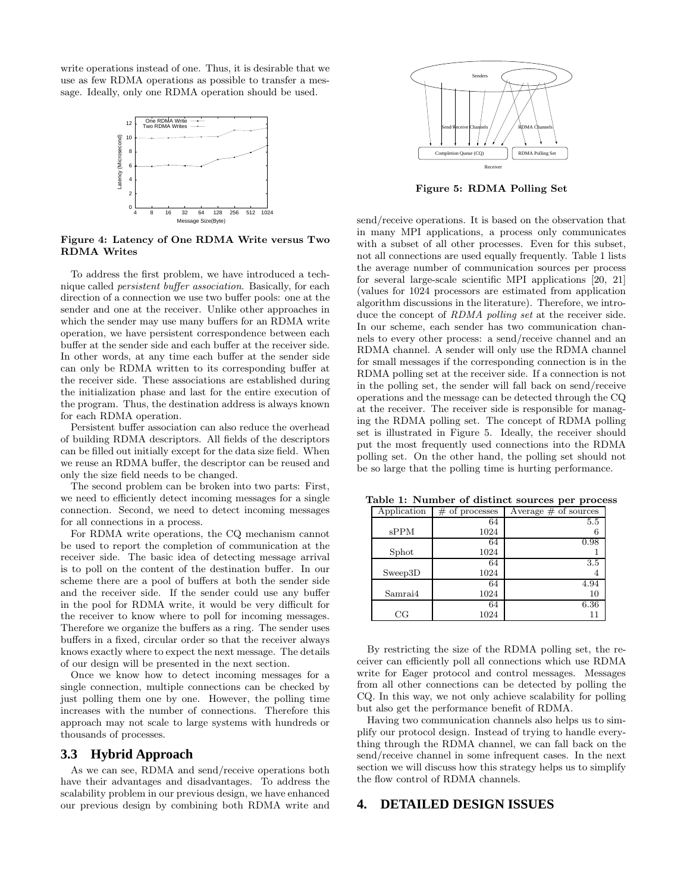write operations instead of one. Thus, it is desirable that we use as few RDMA operations as possible to transfer a message. Ideally, only one RDMA operation should be used.

One RDMA Write
Two RDMA Writes
Latency (Microsecond)
0
2
4
6
8
10
12
4 8 16 32 64 128 256 512 1024
Message Size(Byte)

**Figure 4: Latency of One RDMA Write versus Two RDMA Writes**

To address the first problem, we have introduced a technique called *persistent buffer association*. Basically, for each direction of a connection we use two buffer pools: one at the sender and one at the receiver. Unlike other approaches in which the sender may use many buffers for an RDMA write operation, we have persistent correspondence between each buffer at the sender side and each buffer at the receiver side. In other words, at any time each buffer at the sender side can only be RDMA written to its corresponding buffer at the receiver side. These associations are established during the initialization phase and last for the entire execution of the program. Thus, the destination address is always known for each RDMA operation.

Persistent buffer association can also reduce the overhead of building RDMA descriptors. All fields of the descriptors can be filled out initially except for the data size field. When we reuse an RDMA buffer, the descriptor can be reused and only the size field needs to be changed.

The second problem can be broken into two parts: First, we need to efficiently detect incoming messages for a single connection. Second, we need to detect incoming messages for all connections in a process.

For RDMA write operations, the CQ mechanism cannot be used to report the completion of communication at the receiver side. The basic idea of detecting message arrival is to poll on the content of the destination buffer. In our scheme there are a pool of buffers at both the sender side and the receiver side. If the sender could use any buffer in the pool for RDMA write, it would be very difficult for the receiver to know where to poll for incoming messages. Therefore we organize the buffers as a ring. The sender uses buffers in a fixed, circular order so that the receiver always knows exactly where to expect the next message. The details of our design will be presented in the next section.

Once we know how to detect incoming messages for a single connection, multiple connections can be checked by just polling them one by one. However, the polling time increases with the number of connections. Therefore this approach may not scale to large systems with hundreds or thousands of processes.

## 3.3 Hybrid Approach

As we can see, RDMA and send/receive operations both have their advantages and disadvantages. To address the scalability problem in our previous design, we have enhanced our previous design by combining both RDMA write and send/receive operations. It is based on the observation that in many MPI applications, a process only communicates with a subset of all other processes. Even for this subset, not all connections are used equally frequently. Table 1 lists the average number of communication sources per process for several large-scale scientific MPI applications [20, 21] (values for 1024 processors are estimated from application algorithm discussions in the literature). Therefore, we introduce the concept of *RDMA polling set* at the receiver side. In our scheme, each sender has two communication channels to every other process: a send/receive channel and an RDMA channel. A sender will only use the RDMA channel for small messages if the corresponding connection is in the RDMA polling set at the receiver side. If a connection is not in the polling set, the sender will fall back on send/receive operations and the message can be detected through the CQ at the receiver. The receiver side is responsible for managing the RDMA polling set. The concept of RDMA polling set is illustrated in Figure 5. Ideally, the receiver should put the most frequently used connections into the RDMA polling set. On the other hand, the polling set should not be so large that the polling time is hurting performance.

Senders
Send/Receive Channels
RDMA Channels
Completion Queue (CQ)
RDMA Polling Set
Receiver

**Figure 5: RDMA Polling Set**

**Table 1: Number of distinct sources per process**

| Application | # of processes | Average # of sources |
|---|---|---|
| sPPM | 64 | 5.5 |
| | 1024 | 6 |
| Sphot | 64 | 0.98 |
| | 1024 | 1 |
| Sweep3D | 64 | 3.5 |
| | 1024 | 4 |
| Samrai4 | 64 | 4.94 |
| | 1024 | 10 |
| CG | 64 | 6.36 |
| | 1024 | 11 |

By restricting the size of the RDMA polling set, the receiver can efficiently poll all connections which use RDMA write for Eager protocol and control messages. Messages from all other connections can be detected by polling the CQ. In this way, we not only achieve scalability for polling but also get the performance benefit of RDMA.

Having two communication channels also helps us to simplify our protocol design. Instead of trying to handle everything through the RDMA channel, we can fall back on the send/receive channel in some infrequent cases. In the next section we will discuss how this strategy helps us to simplify the flow control of RDMA channels.

# 4. DETAILED DESIGN ISSUES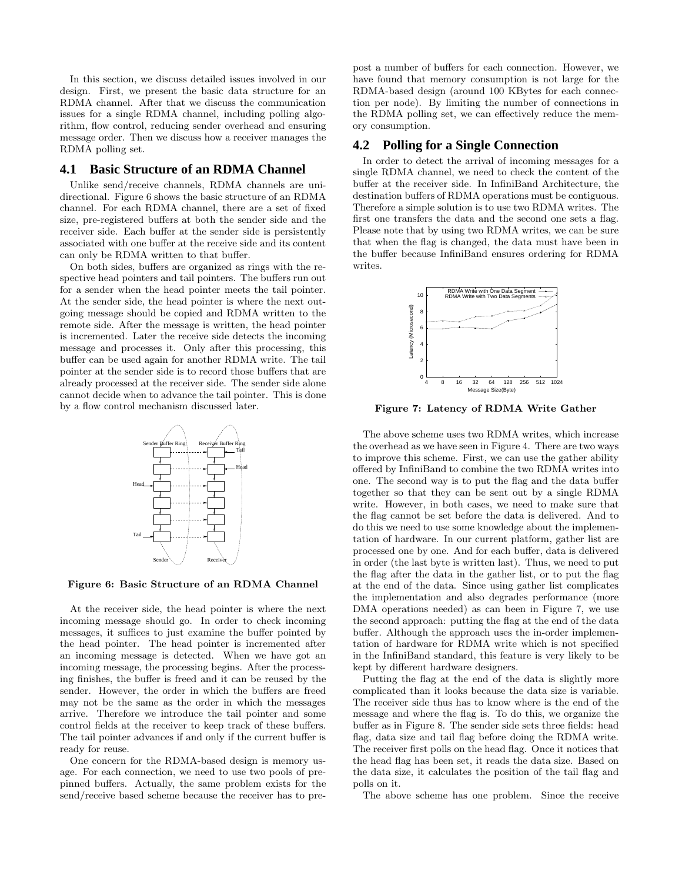In this section, we discuss detailed issues involved in our design. First, we present the basic data structure for an RDMA channel. After that we discuss the communication issues for a single RDMA channel, including polling algorithm, flow control, reducing sender overhead and ensuring message order. Then we discuss how a receiver manages the RDMA polling set.

## 4.1 Basic Structure of an RDMA Channel

Unlike send/receive channels, RDMA channels are unidirectional. Figure 6 shows the basic structure of an RDMA channel. For each RDMA channel, there are a set of fixed size, pre-registered buffers at both the sender side and the receiver side. Each buffer at the sender side is persistently associated with one buffer at the receive side and its content can only be RDMA written to that buffer.

On both sides, buffers are organized as rings with the respective head pointers and tail pointers. The buffers run out for a sender when the head pointer meets the tail pointer. At the sender side, the head pointer is where the next outgoing message should be copied and RDMA written to the remote side. After the message is written, the head pointer is incremented. Later the receive side detects the incoming message and processes it. Only after this processing, this buffer can be used again for another RDMA write. The tail pointer at the sender side is to record those buffers that are already processed at the receiver side. The sender side alone cannot decide when to advance the tail pointer. This is done by a flow control mechanism discussed later.

Sender Buffer Ring
Receiver Buffer Ring
Tail
Head
Head
Tail
Sender
Receiver

**Figure 6: Basic Structure of an RDMA Channel**

At the receiver side, the head pointer is where the next incoming message should go. In order to check incoming messages, it suffices to just examine the buffer pointed by the head pointer. The head pointer is incremented after an incoming message is detected. When we have got an incoming message, the processing begins. After the processing finishes, the buffer is freed and it can be reused by the sender. However, the order in which the buffers are freed may not be the same as the order in which the messages arrive. Therefore we introduce the tail pointer and some control fields at the receiver to keep track of these buffers. The tail pointer advances if and only if the current buffer is ready for reuse.

One concern for the RDMA-based design is memory usage. For each connection, we need to use two pools of prepinned buffers. Actually, the same problem exists for the send/receive based scheme because the receiver has to prepost a number of buffers for each connection. However, we have found that memory consumption is not large for the RDMA-based design (around 100 KBytes for each connection per node). By limiting the number of connections in the RDMA polling set, we can effectively reduce the memory consumption.

## 4.2 Polling for a Single Connection

In order to detect the arrival of incoming messages for a single RDMA channel, we need to check the content of the buffer at the receiver side. In InfiniBand Architecture, the destination buffers of RDMA operations must be contiguous. Therefore a simple solution is to use two RDMA writes. The first one transfers the data and the second one sets a flag. Please note that by using two RDMA writes, we can be sure that when the flag is changed, the data must have been in the buffer because InfiniBand ensures ordering for RDMA writes.

RDMA Write with One Data Segment
RDMA Write with Two Data Segments
Latency (Microsecond)
Message Size(Byte)
0
2
4
6
8
10
4
8
16
32
64
128
256
512
1024

**Figure 7: Latency of RDMA Write Gather**

The above scheme uses two RDMA writes, which increase the overhead as we have seen in Figure 4. There are two ways to improve this scheme. First, we can use the gather ability offered by InfiniBand to combine the two RDMA writes into one. The second way is to put the flag and the data buffer together so that they can be sent out by a single RDMA write. However, in both cases, we need to make sure that the flag cannot be set before the data is delivered. And to do this we need to use some knowledge about the implementation of hardware. In our current platform, gather list are processed one by one. And for each buffer, data is delivered in order (the last byte is written last). Thus, we need to put the flag after the data in the gather list, or to put the flag at the end of the data. Since using gather list complicates the implementation and also degrades performance (more DMA operations needed) as can been in Figure 7, we use the second approach: putting the flag at the end of the data buffer. Although the approach uses the in-order implementation of hardware for RDMA write which is not specified in the InfiniBand standard, this feature is very likely to be kept by different hardware designers.

Putting the flag at the end of the data is slightly more complicated than it looks because the data size is variable. The receiver side thus has to know where is the end of the message and where the flag is. To do this, we organize the buffer as in Figure 8. The sender side sets three fields: head flag, data size and tail flag before doing the RDMA write. The receiver first polls on the head flag. Once it notices that the head flag has been set, it reads the data size. Based on the data size, it calculates the position of the tail flag and polls on it.

The above scheme has one problem. Since the receive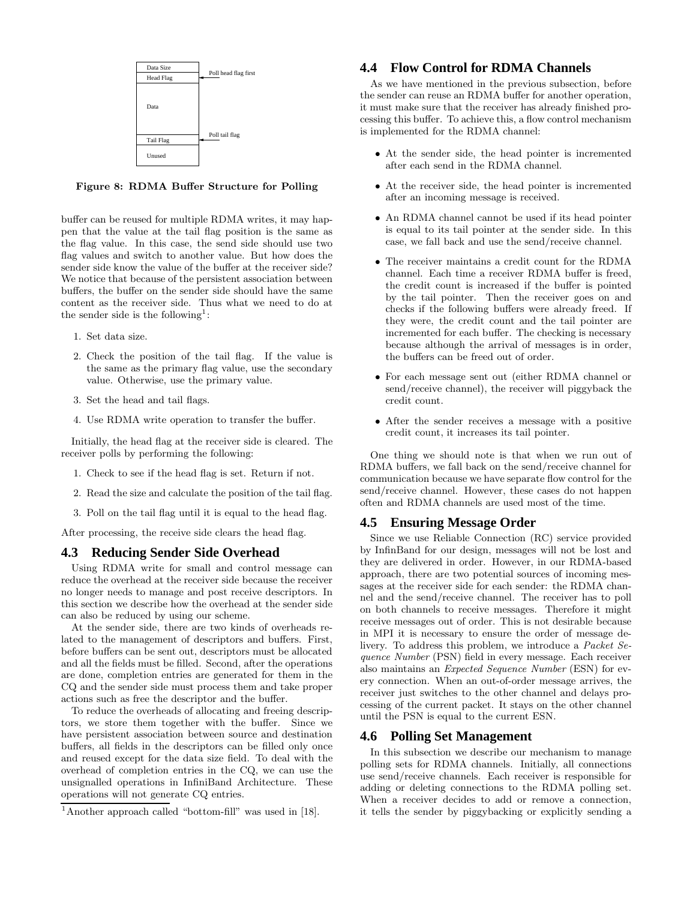Data Size
Head Flag
Data
Tail Flag
Unused
Poll head flag first
Poll tail flag

**Figure 8: RDMA Buffer Structure for Polling**

buffer can be reused for multiple RDMA writes, it may happen that the value at the tail flag position is the same as the flag value. In this case, the send side should use two flag values and switch to another value. But how does the sender side know the value of the buffer at the receiver side? We notice that because of the persistent association between buffers, the buffer on the sender side should have the same content as the receiver side. Thus what we need to do at the sender side is the following[1]:

1. Set data size.
2. Check the position of the tail flag. If the value is the same as the primary flag value, use the secondary value. Otherwise, use the primary value.
3. Set the head and tail flags.
4. Use RDMA write operation to transfer the buffer.

Initially, the head flag at the receiver side is cleared. The receiver polls by performing the following:

1. Check to see if the head flag is set. Return if not.
2. Read the size and calculate the position of the tail flag.
3. Poll on the tail flag until it is equal to the head flag.

After processing, the receive side clears the head flag.

## 4.3 Reducing Sender Side Overhead

Using RDMA write for small and control message can reduce the overhead at the receiver side because the receiver no longer needs to manage and post receive descriptors. In this section we describe how the overhead at the sender side can also be reduced by using our scheme.

At the sender side, there are two kinds of overheads related to the management of descriptors and buffers. First, before buffers can be sent out, descriptors must be allocated and all the fields must be filled. Second, after the operations are done, completion entries are generated for them in the CQ and the sender side must process them and take proper actions such as free the descriptor and the buffer.

To reduce the overheads of allocating and freeing descriptors, we store them together with the buffer. Since we have persistent association between source and destination buffers, all fields in the descriptors can be filled only once and reused except for the data size field. To deal with the overhead of completion entries in the CQ, we can use the unsignalled operations in InfiniBand Architecture. These operations will not generate CQ entries.

[1] Another approach called "bottom-fill" was used in [18].

## 4.4 Flow Control for RDMA Channels

As we have mentioned in the previous subsection, before the sender can reuse an RDMA buffer for another operation, it must make sure that the receiver has already finished processing this buffer. To achieve this, a flow control mechanism is implemented for the RDMA channel:

- At the sender side, the head pointer is incremented after each send in the RDMA channel.
- At the receiver side, the head pointer is incremented after an incoming message is received.
- An RDMA channel cannot be used if its head pointer is equal to its tail pointer at the sender side. In this case, we fall back and use the send/receive channel.
- The receiver maintains a credit count for the RDMA channel. Each time a receiver RDMA buffer is freed, the credit count is increased if the buffer is pointed by the tail pointer. Then the receiver goes on and checks if the following buffers were already freed. If they were, the credit count and the tail pointer are incremented for each buffer. The checking is necessary because although the arrival of messages is in order, the buffers can be freed out of order.
- For each message sent out (either RDMA channel or send/receive channel), the receiver will piggyback the credit count.
- After the sender receives a message with a positive credit count, it increases its tail pointer.

One thing we should note is that when we run out of RDMA buffers, we fall back on the send/receive channel for communication because we have separate flow control for the send/receive channel. However, these cases do not happen often and RDMA channels are used most of the time.

## 4.5 Ensuring Message Order

Since we use Reliable Connection (RC) service provided by InfinBand for our design, messages will not be lost and they are delivered in order. However, in our RDMA-based approach, there are two potential sources of incoming messages at the receiver side for each sender: the RDMA channel and the send/receive channel. The receiver has to poll on both channels to receive messages. Therefore it might receive messages out of order. This is not desirable because in MPI it is necessary to ensure the order of message delivery. To address this problem, we introduce a *Packet Sequence Number* (PSN) field in every message. Each receiver also maintains an *Expected Sequence Number* (ESN) for every connection. When an out-of-order message arrives, the receiver just switches to the other channel and delays processing of the current packet. It stays on the other channel until the PSN is equal to the current ESN.

## 4.6 Polling Set Management

In this subsection we describe our mechanism to manage polling sets for RDMA channels. Initially, all connections use send/receive channels. Each receiver is responsible for adding or deleting connections to the RDMA polling set. When a receiver decides to add or remove a connection, it tells the sender by piggybacking or explicitly sending a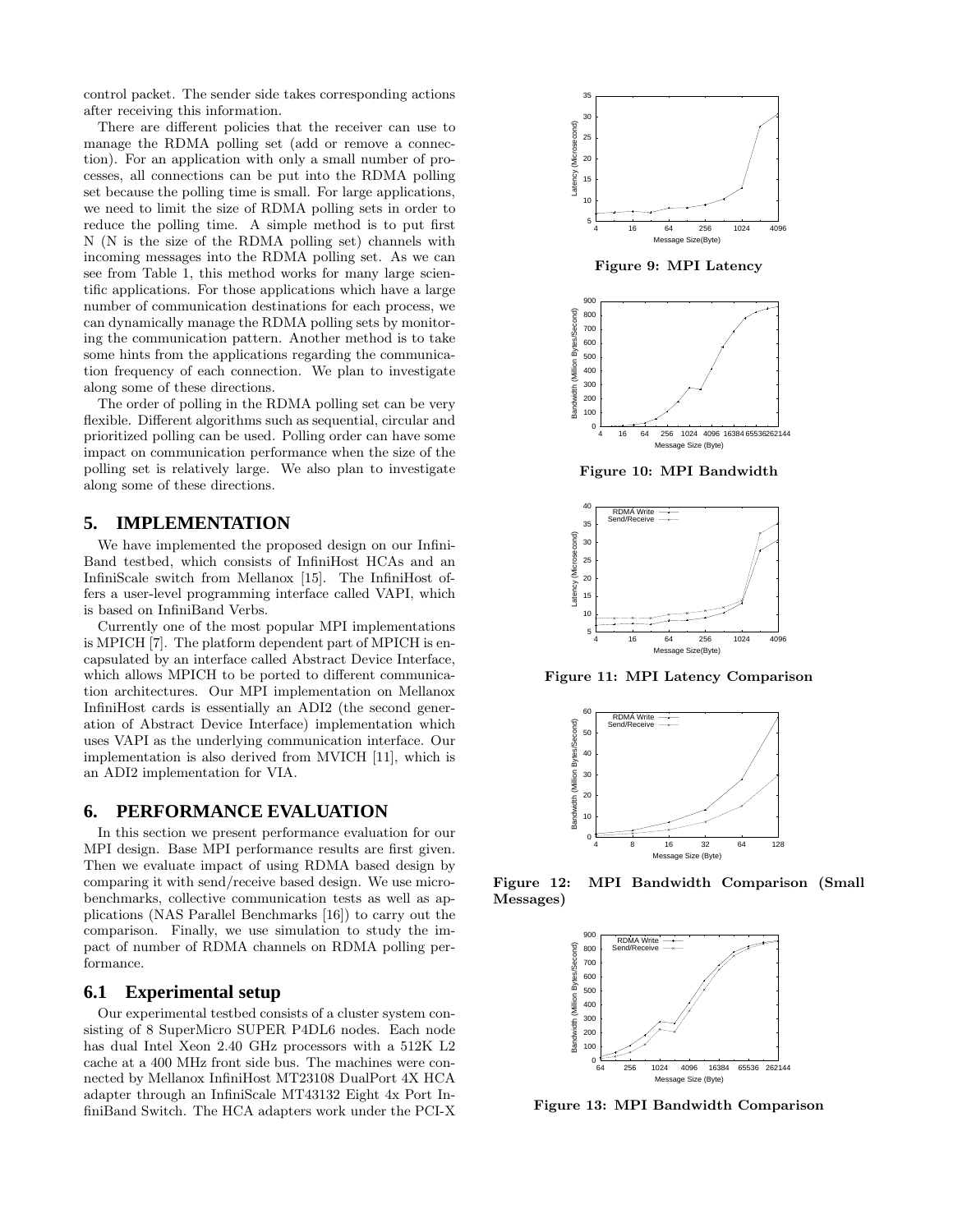control packet. The sender side takes corresponding actions after receiving this information.

There are different policies that the receiver can use to manage the RDMA polling set (add or remove a connection). For an application with only a small number of processes, all connections can be put into the RDMA polling set because the polling time is small. For large applications, we need to limit the size of RDMA polling sets in order to reduce the polling time. A simple method is to put first N (N is the size of the RDMA polling set) channels with incoming messages into the RDMA polling set. As we can see from Table 1, this method works for many large scientific applications. For those applications which have a large number of communication destinations for each process, we can dynamically manage the RDMA polling sets by monitoring the communication pattern. Another method is to take some hints from the applications regarding the communication frequency of each connection. We plan to investigate along some of these directions.

The order of polling in the RDMA polling set can be very flexible. Different algorithms such as sequential, circular and prioritized polling can be used. Polling order can have some impact on communication performance when the size of the polling set is relatively large. We also plan to investigate along some of these directions.

## 5. IMPLEMENTATION

We have implemented the proposed design on our InfiniBand testbed, which consists of InfiniHost HCAs and an InfiniScale switch from Mellanox [15]. The InfiniHost offers a user-level programming interface called VAPI, which is based on InfiniBand Verbs.

Currently one of the most popular MPI implementations is MPICH [7]. The platform dependent part of MPICH is encapsulated by an interface called Abstract Device Interface, which allows MPICH to be ported to different communication architectures. Our MPI implementation on Mellanox InfiniHost cards is essentially an ADI2 (the second generation of Abstract Device Interface) implementation which uses VAPI as the underlying communication interface. Our implementation is also derived from MVICH [11], which is an ADI2 implementation for VIA.

## 6. PERFORMANCE EVALUATION

In this section we present performance evaluation for our MPI design. Base MPI performance results are first given. Then we evaluate impact of using RDMA based design by comparing it with send/receive based design. We use micro-benchmarks, collective communication tests as well as applications (NAS Parallel Benchmarks [16]) to carry out the comparison. Finally, we use simulation to study the impact of number of RDMA channels on RDMA polling performance.

### 6.1 Experimental setup

Our experimental testbed consists of a cluster system consisting of 8 SuperMicro SUPER P4DL6 nodes. Each node has dual Intel Xeon 2.40 GHz processors with a 512K L2 cache at a 400 MHz front side bus. The machines were connected by Mellanox InfiniHost MT23108 DualPort 4X HCA adapter through an InfiniScale MT43132 Eight 4x Port InfiniBand Switch. The HCA adapters work under the PCI-X

**Figure 9: MPI Latency**

**Figure 10: MPI Bandwidth**

**Figure 11: MPI Latency Comparison**

**Figure 12: MPI Bandwidth Comparison (Small Messages)**

**Figure 13: MPI Bandwidth Comparison**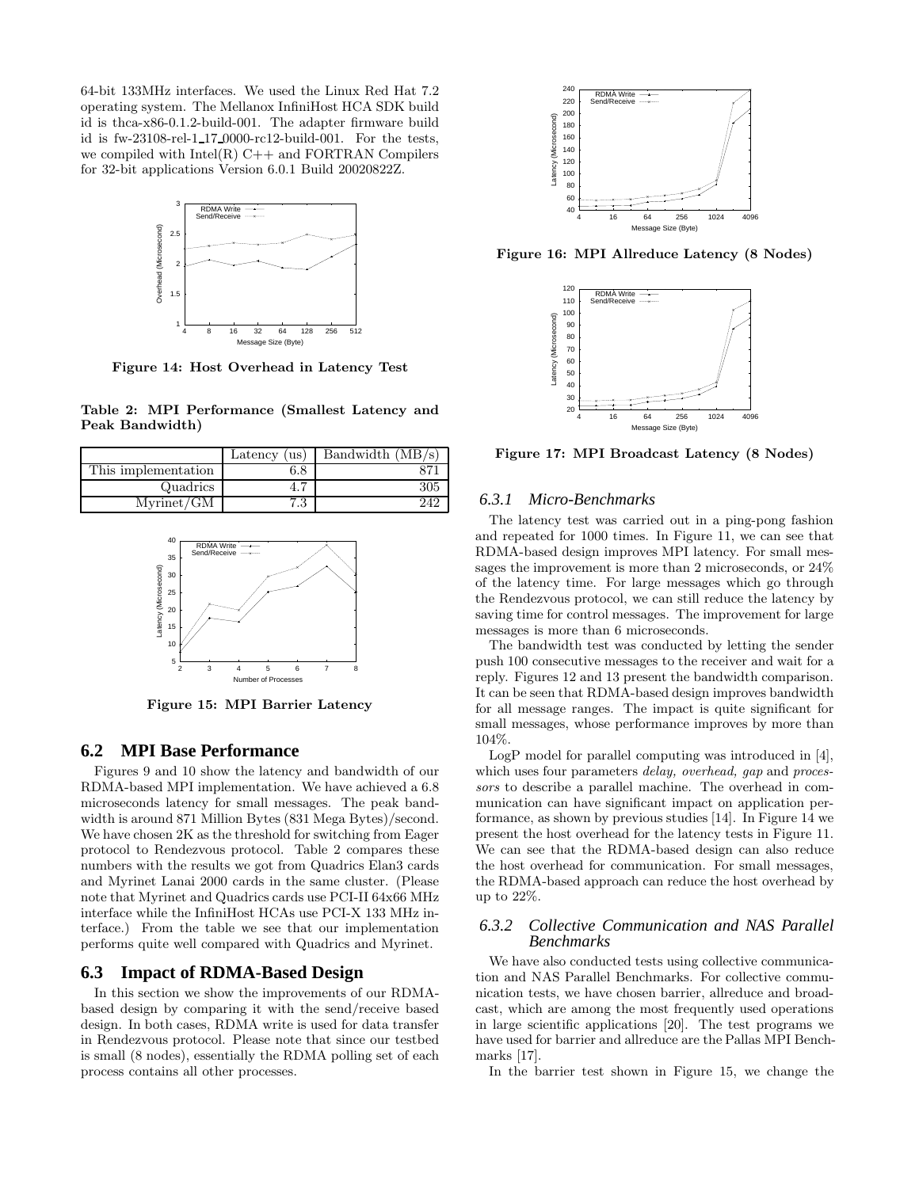64-bit 133MHz interfaces. We used the Linux Red Hat 7.2 operating system. The Mellanox InfiniHost HCA SDK build id is thca-x86-0.1.2-build-001. The adapter firmware build id is fw-23108-rel-1_17_0000-rc12-build-001. For the tests, we compiled with Intel(R) C++ and FORTRAN Compilers for 32-bit applications Version 6.0.1 Build 20020822Z.

**Figure 14: Host Overhead in Latency Test**

**Table 2: MPI Performance (Smallest Latency and Peak Bandwidth)**

| | Latency (us) | Bandwidth (MB/s) |
|---|---|---|
| This implementation | 6.8 | 871 |
| Quadrics | 4.7 | 305 |
| Myrinet/GM | 7.3 | 242 |

**Figure 15: MPI Barrier Latency**

## 6.2 MPI Base Performance

Figures 9 and 10 show the latency and bandwidth of our RDMA-based MPI implementation. We have achieved a 6.8 microseconds latency for small messages. The peak bandwidth is around 871 Million Bytes (831 Mega Bytes)/second. We have chosen 2K as the threshold for switching from Eager protocol to Rendezvous protocol. Table 2 compares these numbers with the results we got from Quadrics Elan3 cards and Myrinet Lanai 2000 cards in the same cluster. (Please note that Myrinet and Quadrics cards use PCI-II 64x66 MHz interface while the InfiniHost HCAs use PCI-X 133 MHz interface.) From the table we see that our implementation performs quite well compared with Quadrics and Myrinet.

## 6.3 Impact of RDMA-Based Design

In this section we show the improvements of our RDMA-based design by comparing it with the send/receive based design. In both cases, RDMA write is used for data transfer in Rendezvous protocol. Please note that since our testbed is small (8 nodes), essentially the RDMA polling set of each process contains all other processes.

**Figure 16: MPI Allreduce Latency (8 Nodes)**

**Figure 17: MPI Broadcast Latency (8 Nodes)**

### 6.3.1 *Micro-Benchmarks*

The latency test was carried out in a ping-pong fashion and repeated for 1000 times. In Figure 11, we can see that RDMA-based design improves MPI latency. For small messages the improvement is more than 2 microseconds, or 24% of the latency time. For large messages which go through the Rendezvous protocol, we can still reduce the latency by saving time for control messages. The improvement for large messages is more than 6 microseconds.

The bandwidth test was conducted by letting the sender push 100 consecutive messages to the receiver and wait for a reply. Figures 12 and 13 present the bandwidth comparison. It can be seen that RDMA-based design improves bandwidth for all message ranges. The impact is quite significant for small messages, whose performance improves by more than 104%.

LogP model for parallel computing was introduced in [4], which uses four parameters *delay, overhead, gap* and *processors* to describe a parallel machine. The overhead in communication can have significant impact on application performance, as shown by previous studies [14]. In Figure 14 we present the host overhead for the latency tests in Figure 11. We can see that the RDMA-based design can also reduce the host overhead for communication. For small messages, the RDMA-based approach can reduce the host overhead by up to 22%.

### 6.3.2 *Collective Communication and NAS Parallel Benchmarks*

We have also conducted tests using collective communication and NAS Parallel Benchmarks. For collective communication tests, we have chosen barrier, allreduce and broadcast, which are among the most frequently used operations in large scientific applications [20]. The test programs we have used for barrier and allreduce are the Pallas MPI Benchmarks [17].

In the barrier test shown in Figure 15, we change the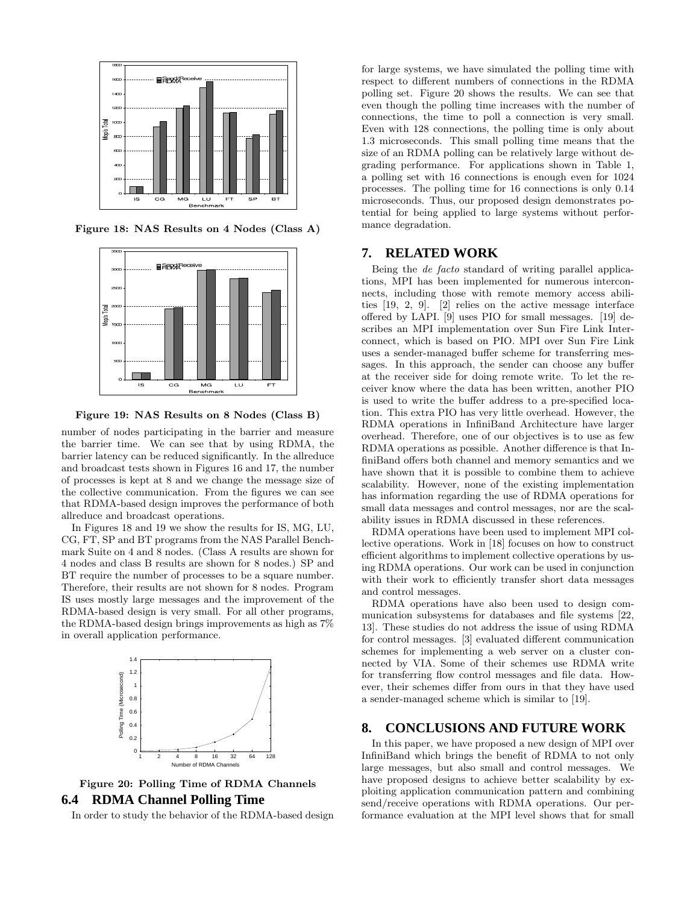1800
1600
1400
1200
1000
800
600
400
200
0

Send/Receive
RDMA

Mops Total

IS CG MG LU FT SP BT

Benchmark

**Figure 18: NAS Results on 4 Nodes (Class A)**

3500
3000
2500
2000
1500
1000
500
0

Send/Receive
RDMA

Mops Total

IS CG MG LU FT

Benchmark

**Figure 19: NAS Results on 8 Nodes (Class B)**

number of nodes participating in the barrier and measure the barrier time. We can see that by using RDMA, the barrier latency can be reduced significantly. In the allreduce and broadcast tests shown in Figures 16 and 17, the number of processes is kept at 8 and we change the message size of the collective communication. From the figures we can see that RDMA-based design improves the performance of both allreduce and broadcast operations.

In Figures 18 and 19 we show the results for IS, MG, LU, CG, FT, SP and BT programs from the NAS Parallel Benchmark Suite on 4 and 8 nodes. (Class A results are shown for 4 nodes and class B results are shown for 8 nodes.) SP and BT require the number of processes to be a square number. Therefore, their results are not shown for 8 nodes. Program IS uses mostly large messages and the improvement of the RDMA-based design is very small. For all other programs, the RDMA-based design brings improvements as high as 7% in overall application performance.

1.4
1.2
1
0.8
0.6
0.4
0.2
0

Polling Time (Microsecond)

1 2 4 8 16 32 64 128

Number of RDMA Channels

**Figure 20: Polling Time of RDMA Channels**

### 6.4 RDMA Channel Polling Time

In order to study the behavior of the RDMA-based design for large systems, we have simulated the polling time with respect to different numbers of connections in the RDMA polling set. Figure 20 shows the results. We can see that even though the polling time increases with the number of connections, the time to poll a connection is very small. Even with 128 connections, the polling time is only about 1.3 microseconds. This small polling time means that the size of an RDMA polling can be relatively large without degrading performance. For applications shown in Table 1, a polling set with 16 connections is enough even for 1024 processes. The polling time for 16 connections is only 0.14 microseconds. Thus, our proposed design demonstrates potential for being applied to large systems without performance degradation.

## 7. RELATED WORK

Being the *de facto* standard of writing parallel applications, MPI has been implemented for numerous interconnects, including those with remote memory access abilities [19, 2, 9]. [2] relies on the active message interface offered by LAPI. [9] uses PIO for small messages. [19] describes an MPI implementation over Sun Fire Link Interconnect, which is based on PIO. MPI over Sun Fire Link uses a sender-managed buffer scheme for transferring messages. In this approach, the sender can choose any buffer at the receiver side for doing remote write. To let the receiver know where the data has been written, another PIO is used to write the buffer address to a pre-specified location. This extra PIO has very little overhead. However, the RDMA operations in InfiniBand Architecture have larger overhead. Therefore, one of our objectives is to use as few RDMA operations as possible. Another difference is that InfiniBand offers both channel and memory semantics and we have shown that it is possible to combine them to achieve scalability. However, none of the existing implementation has information regarding the use of RDMA operations for small data messages and control messages, nor are the scalability issues in RDMA discussed in these references.

RDMA operations have been used to implement MPI collective operations. Work in [18] focuses on how to construct efficient algorithms to implement collective operations by using RDMA operations. Our work can be used in conjunction with their work to efficiently transfer short data messages and control messages.

RDMA operations have also been used to design communication subsystems for databases and file systems [22, 13]. These studies do not address the issue of using RDMA for control messages. [3] evaluated different communication schemes for implementing a web server on a cluster connected by VIA. Some of their schemes use RDMA write for transferring flow control messages and file data. However, their schemes differ from ours in that they have used a sender-managed scheme which is similar to [19].

## 8. CONCLUSIONS AND FUTURE WORK

In this paper, we have proposed a new design of MPI over InfiniBand which brings the benefit of RDMA to not only large messages, but also small and control messages. We have proposed designs to achieve better scalability by exploiting application communication pattern and combining send/receive operations with RDMA operations. Our performance evaluation at the MPI level shows that for small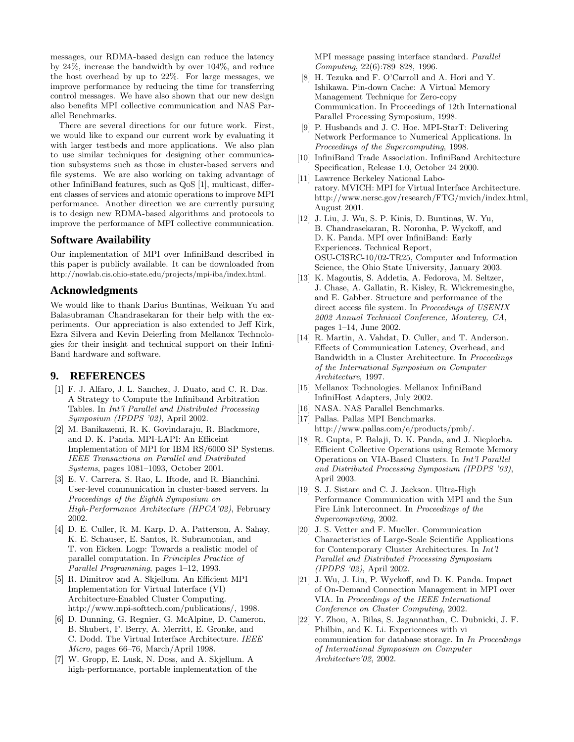messages, our RDMA-based design can reduce the latency by 24%, increase the bandwidth by over 104%, and reduce the host overhead by up to 22%. For large messages, we improve performance by reducing the time for transferring control messages. We have also shown that our new design also benefits MPI collective communication and NAS Parallel Benchmarks.

There are several directions for our future work. First, we would like to expand our current work by evaluating it with larger testbeds and more applications. We also plan to use similar techniques for designing other communication subsystems such as those in cluster-based servers and file systems. We are also working on taking advantage of other InfiniBand features, such as QoS [1], multicast, different classes of services and atomic operations to improve MPI performance. Another direction we are currently pursuing is to design new RDMA-based algorithms and protocols to improve the performance of MPI collective communication.

## Software Availability

Our implementation of MPI over InfiniBand described in this paper is publicly available. It can be downloaded from http://nowlab.cis.ohio-state.edu/projects/mpi-iba/index.html.

## Acknowledgments

We would like to thank Darius Buntinas, Weikuan Yu and Balasubraman Chandrasekaran for their help with the experiments. Our appreciation is also extended to Jeff Kirk, Ezra Silvera and Kevin Deierling from Mellanox Technologies for their insight and technical support on their InfiniBand hardware and software.

## 9. REFERENCES

[1] F. J. Alfaro, J. L. Sanchez, J. Duato, and C. R. Das. A Strategy to Compute the Infiniband Arbitration Tables. In *Int'l Parallel and Distributed Processing Symposium (IPDPS '02)*, April 2002.

[2] M. Banikazemi, R. K. Govindaraju, R. Blackmore, and D. K. Panda. MPI-LAPI: An Efficeint Implementation of MPI for IBM RS/6000 SP Systems. *IEEE Transactions on Parallel and Distributed Systems*, pages 1081–1093, October 2001.

[3] E. V. Carrera, S. Rao, L. Iftode, and R. Bianchini. User-level communication in cluster-based servers. In *Proceedings of the Eighth Symposium on High-Performance Architecture (HPCA'02)*, February 2002.

[4] D. E. Culler, R. M. Karp, D. A. Patterson, A. Sahay, K. E. Schauser, E. Santos, R. Subramonian, and T. von Eicken. Logp: Towards a realistic model of parallel computation. In *Principles Practice of Parallel Programming*, pages 1–12, 1993.

[5] R. Dimitrov and A. Skjellum. An Efficient MPI Implementation for Virtual Interface (VI) Architecture-Enabled Cluster Computing. http://www.mpi-softtech.com/publications/, 1998.

[6] D. Dunning, G. Regnier, G. McAlpine, D. Cameron, B. Shubert, F. Berry, A. Merritt, E. Gronke, and C. Dodd. The Virtual Interface Architecture. *IEEE Micro*, pages 66–76, March/April 1998.

[7] W. Gropp, E. Lusk, N. Doss, and A. Skjellum. A high-performance, portable implementation of the MPI message passing interface standard. *Parallel Computing*, 22(6):789–828, 1996.

[8] H. Tezuka and F. O'Carroll and A. Hori and Y. Ishikawa. Pin-down Cache: A Virtual Memory Management Technique for Zero-copy Communication. In Proceedings of 12th International Parallel Processing Symposium, 1998.

[9] P. Husbands and J. C. Hoe. MPI-StarT: Delivering Network Performance to Numerical Applications. In *Proceedings of the Supercomputing*, 1998.

[10] InfiniBand Trade Association. InfiniBand Architecture Specification, Release 1.0, October 24 2000.

[11] Lawrence Berkeley National Laboratory. MVICH: MPI for Virtual Interface Architecture. http://www.nersc.gov/research/FTG/mvich/index.html, August 2001.

[12] J. Liu, J. Wu, S. P. Kinis, D. Buntinas, W. Yu, B. Chandrasekaran, R. Noronha, P. Wyckoff, and D. K. Panda. MPI over InfiniBand: Early Experiences. Technical Report, OSU-CISRC-10/02-TR25, Computer and Information Science, the Ohio State University, January 2003.

[13] K. Magoutis, S. Addetia, A. Fedorova, M. Seltzer, J. Chase, A. Gallatin, R. Kisley, R. Wickremesinghe, and E. Gabber. Structure and performance of the direct access file system. In *Proceedings of USENIX 2002 Annual Technical Conference, Monterey, CA*, pages 1–14, June 2002.

[14] R. Martin, A. Vahdat, D. Culler, and T. Anderson. Effects of Communication Latency, Overhead, and Bandwidth in a Cluster Architecture. In *Proceedings of the International Symposium on Computer Architecture*, 1997.

[15] Mellanox Technologies. Mellanox InfiniBand InfiniHost Adapters, July 2002.

[16] NASA. NAS Parallel Benchmarks.

[17] Pallas. Pallas MPI Benchmarks. http://www.pallas.com/e/products/pmb/.

[18] R. Gupta, P. Balaji, D. K. Panda, and J. Nieplocha. Efficient Collective Operations using Remote Memory Operations on VIA-Based Clusters. In *Int'l Parallel and Distributed Processing Symposium (IPDPS '03)*, April 2003.

[19] S. J. Sistare and C. J. Jackson. Ultra-High Performance Communication with MPI and the Sun Fire Link Interconnect. In *Proceedings of the Supercomputing*, 2002.

[20] J. S. Vetter and F. Mueller. Communication Characteristics of Large-Scale Scientific Applications for Contemporary Cluster Architectures. In *Int'l Parallel and Distributed Processing Symposium (IPDPS '02)*, April 2002.

[21] J. Wu, J. Liu, P. Wyckoff, and D. K. Panda. Impact of On-Demand Connection Management in MPI over VIA. In *Proceedings of the IEEE International Conference on Cluster Computing*, 2002.

[22] Y. Zhou, A. Bilas, S. Jagannathan, C. Dubnicki, J. F. Philbin, and K. Li. Expericences with vi communication for database storage. In *In Proceedings of International Symposium on Computer Architecture'02*, 2002.